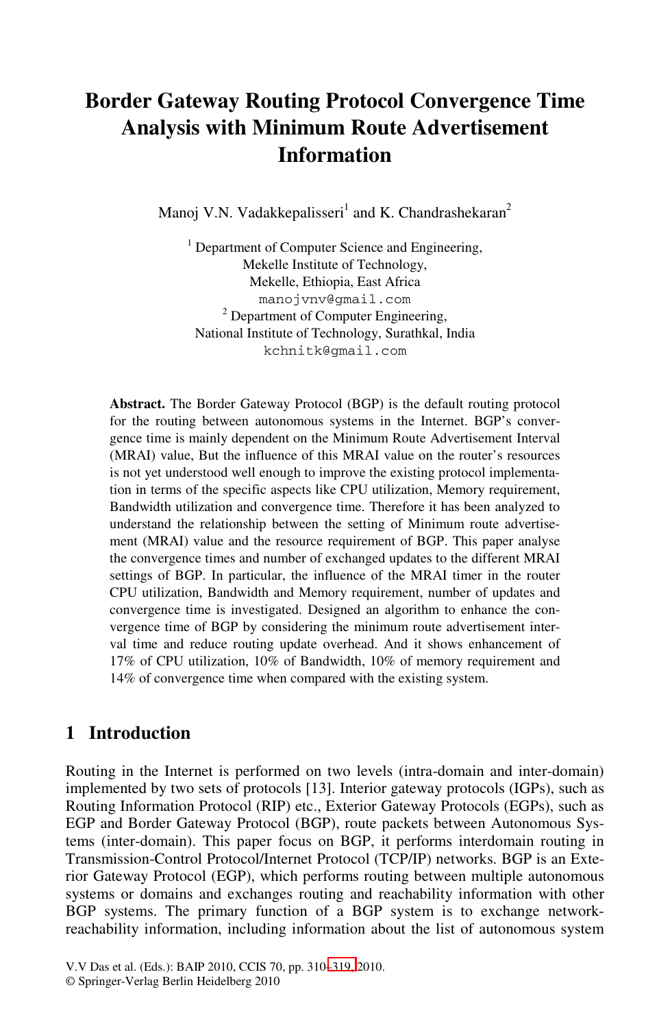# Border Gateway Routing Protocol Convergence Time Analysis with Minimum Route Advertisement Information

Manoj V.N. Vadakkepalisseri[1] and K. Chandrashekaran[2]

[1] Department of Computer Science and Engineering, Mekelle Institute of Technology, Mekelle, Ethiopia, East Africa
manojvnv@gmail.com

[2] Department of Computer Engineering, National Institute of Technology, Surathkal, India
kchnitk@gmail.com

**Abstract.** The Border Gateway Protocol (BGP) is the default routing protocol for the routing between autonomous systems in the Internet. BGP's convergence time is mainly dependent on the Minimum Route Advertisement Interval (MRAI) value, But the influence of this MRAI value on the router's resources is not yet understood well enough to improve the existing protocol implementation in terms of the specific aspects like CPU utilization, Memory requirement, Bandwidth utilization and convergence time. Therefore it has been analyzed to understand the relationship between the setting of Minimum route advertisement (MRAI) value and the resource requirement of BGP. This paper analyse the convergence times and number of exchanged updates to the different MRAI settings of BGP. In particular, the influence of the MRAI timer in the router CPU utilization, Bandwidth and Memory requirement, number of updates and convergence time is investigated. Designed an algorithm to enhance the convergence time of BGP by considering the minimum route advertisement interval time and reduce routing update overhead. And it shows enhancement of 17% of CPU utilization, 10% of Bandwidth, 10% of memory requirement and 14% of convergence time when compared with the existing system.

## 1 Introduction

Routing in the Internet is performed on two levels (intra-domain and inter-domain) implemented by two sets of protocols [13]. Interior gateway protocols (IGPs), such as Routing Information Protocol (RIP) etc., Exterior Gateway Protocols (EGPs), such as EGP and Border Gateway Protocol (BGP), route packets between Autonomous Systems (inter-domain). This paper focus on BGP, it performs interdomain routing in Transmission-Control Protocol/Internet Protocol (TCP/IP) networks. BGP is an Exterior Gateway Protocol (EGP), which performs routing between multiple autonomous systems or domains and exchanges routing and reachability information with other BGP systems. The primary function of a BGP system is to exchange network-reachability information, including information about the list of autonomous system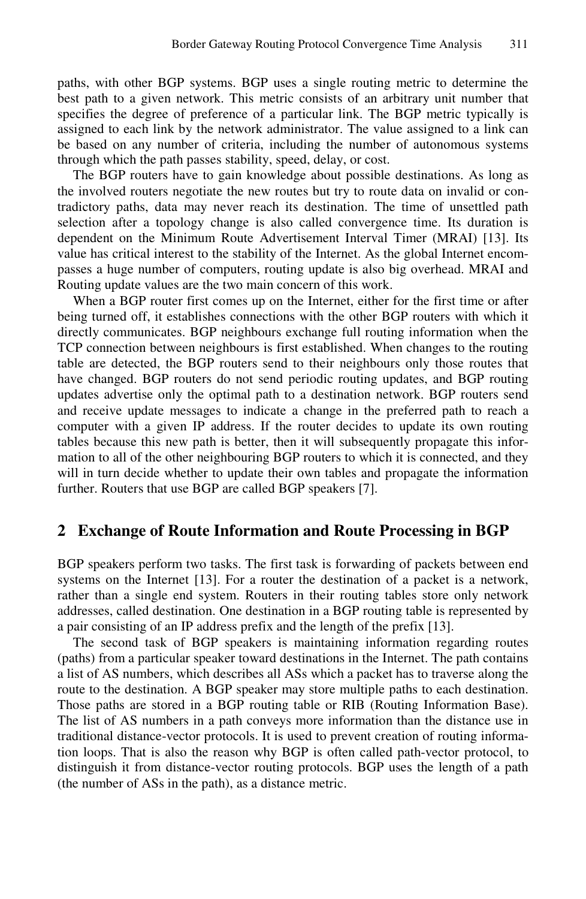paths, with other BGP systems. BGP uses a single routing metric to determine the best path to a given network. This metric consists of an arbitrary unit number that specifies the degree of preference of a particular link. The BGP metric typically is assigned to each link by the network administrator. The value assigned to a link can be based on any number of criteria, including the number of autonomous systems through which the path passes stability, speed, delay, or cost.

The BGP routers have to gain knowledge about possible destinations. As long as the involved routers negotiate the new routes but try to route data on invalid or contradictory paths, data may never reach its destination. The time of unsettled path selection after a topology change is also called convergence time. Its duration is dependent on the Minimum Route Advertisement Interval Timer (MRAI) [13]. Its value has critical interest to the stability of the Internet. As the global Internet encompasses a huge number of computers, routing update is also big overhead. MRAI and Routing update values are the two main concern of this work.

When a BGP router first comes up on the Internet, either for the first time or after being turned off, it establishes connections with the other BGP routers with which it directly communicates. BGP neighbours exchange full routing information when the TCP connection between neighbours is first established. When changes to the routing table are detected, the BGP routers send to their neighbours only those routes that have changed. BGP routers do not send periodic routing updates, and BGP routing updates advertise only the optimal path to a destination network. BGP routers send and receive update messages to indicate a change in the preferred path to reach a computer with a given IP address. If the router decides to update its own routing tables because this new path is better, then it will subsequently propagate this information to all of the other neighbouring BGP routers to which it is connected, and they will in turn decide whether to update their own tables and propagate the information further. Routers that use BGP are called BGP speakers [7].

## 2 Exchange of Route Information and Route Processing in BGP

BGP speakers perform two tasks. The first task is forwarding of packets between end systems on the Internet [13]. For a router the destination of a packet is a network, rather than a single end system. Routers in their routing tables store only network addresses, called destination. One destination in a BGP routing table is represented by a pair consisting of an IP address prefix and the length of the prefix [13].

The second task of BGP speakers is maintaining information regarding routes (paths) from a particular speaker toward destinations in the Internet. The path contains a list of AS numbers, which describes all ASs which a packet has to traverse along the route to the destination. A BGP speaker may store multiple paths to each destination. Those paths are stored in a BGP routing table or RIB (Routing Information Base). The list of AS numbers in a path conveys more information than the distance use in traditional distance-vector protocols. It is used to prevent creation of routing information loops. That is also the reason why BGP is often called path-vector protocol, to distinguish it from distance-vector routing protocols. BGP uses the length of a path (the number of ASs in the path), as a distance metric.